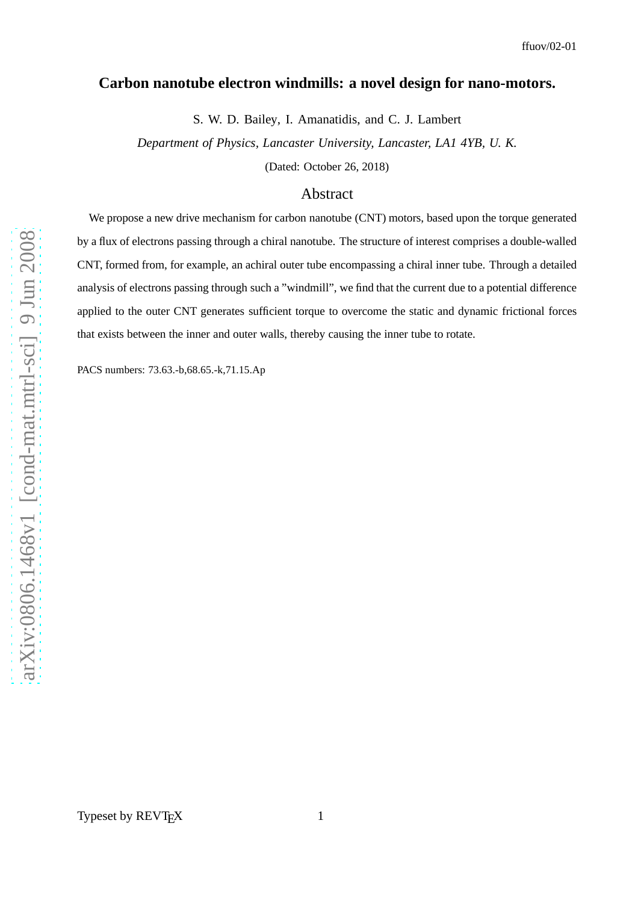# Carbon nanotube electron windmills: a novel design for nano-motors.

S. W. D. Bailey, I. Amanatidis, and C. J. Lambert

*Department of Physics, Lancaster University, Lancaster, LA1 4YB, U. K.*

(Dated: October 26, 2018)

## Abstract

We propose a new drive mechanism for carbon nanotube (CNT) motors, based upon the torque generated by a flux of electrons passing through a chiral nanotube. The structure of interest comprises a double-walled CNT, formed from, for example, an achiral outer tube encompassing a chiral inner tube. Through a detailed analysis of electrons passing through such a "windmill", we find that the current due to a potential difference applied to the outer CNT generates sufficient torque to overcome the static and dynamic frictional forces that exists between the inner and outer walls, thereby causing the inner tube to rotate.

PACS numbers: 73.63.-b,68.65.-k,71.15.Ap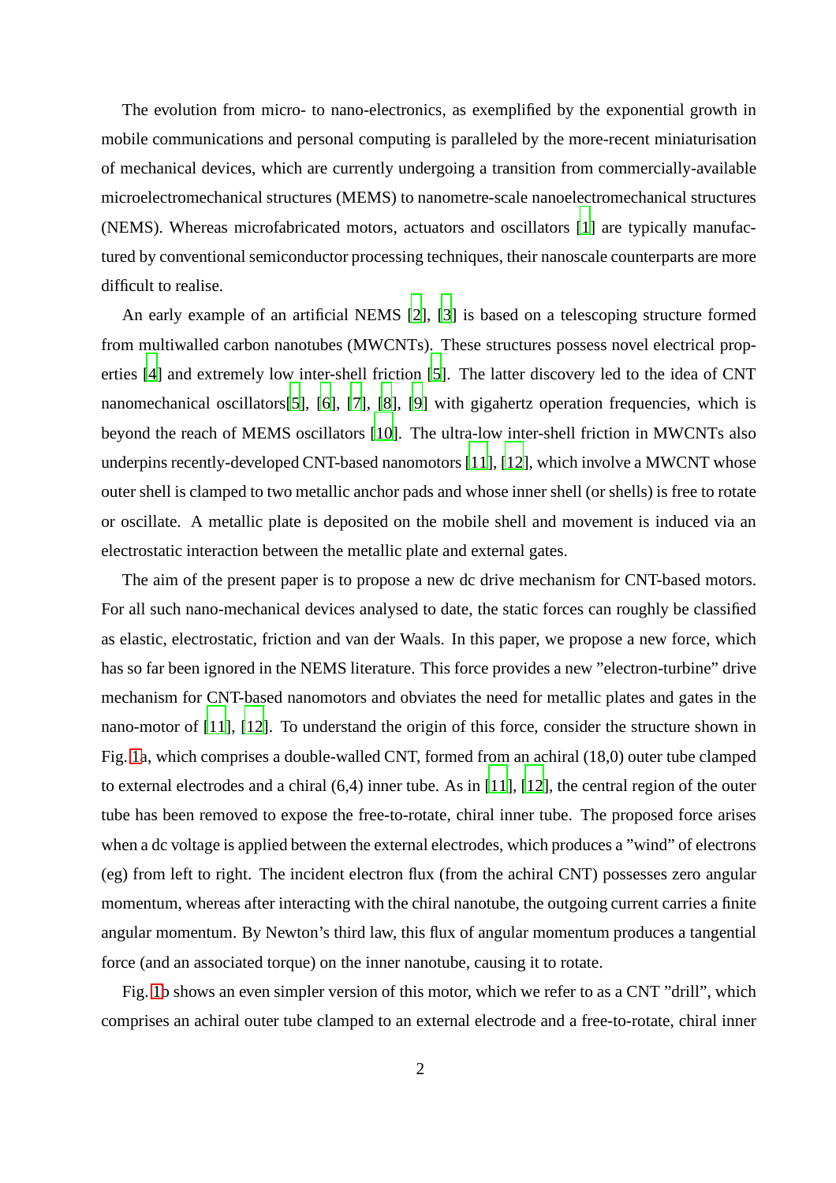The evolution from micro- to nano-electronics, as exemplified by the exponential growth in mobile communications and personal computing is paralleled by the more-recent miniaturisation of mechanical devices, which are currently undergoing a transition from commercially-available microelectromechanical structures (MEMS) to nanometre-scale nanoelectromechanical structures (NEMS). Whereas microfabricated motors, actuators and oscillators [1] are typically manufactured by conventional semiconductor processing techniques, their nanoscale counterparts are more difficult to realise.

An early example of an artificial NEMS [2], [3] is based on a telescoping structure formed from multiwalled carbon nanotubes (MWCNTs). These structures possess novel electrical properties [4] and extremely low inter-shell friction [5]. The latter discovery led to the idea of CNT nanomechanical oscillators[5], [6], [7], [8], [9] with gigahertz operation frequencies, which is beyond the reach of MEMS oscillators [10]. The ultra-low inter-shell friction in MWCNTs also underpins recently-developed CNT-based nanomotors [11], [12], which involve a MWCNT whose outer shell is clamped to two metallic anchor pads and whose inner shell (or shells) is free to rotate or oscillate. A metallic plate is deposited on the mobile shell and movement is induced via an electrostatic interaction between the metallic plate and external gates.

The aim of the present paper is to propose a new dc drive mechanism for CNT-based motors. For all such nano-mechanical devices analysed to date, the static forces can roughly be classified as elastic, electrostatic, friction and van der Waals. In this paper, we propose a new force, which has so far been ignored in the NEMS literature. This force provides a new "electron-turbine" drive mechanism for CNT-based nanomotors and obviates the need for metallic plates and gates in the nano-motor of [11], [12]. To understand the origin of this force, consider the structure shown in Fig. 1a, which comprises a double-walled CNT, formed from an achiral (18,0) outer tube clamped to external electrodes and a chiral (6,4) inner tube. As in [11], [12], the central region of the outer tube has been removed to expose the free-to-rotate, chiral inner tube. The proposed force arises when a dc voltage is applied between the external electrodes, which produces a "wind" of electrons (eg) from left to right. The incident electron flux (from the achiral CNT) possesses zero angular momentum, whereas after interacting with the chiral nanotube, the outgoing current carries a finite angular momentum. By Newton's third law, this flux of angular momentum produces a tangential force (and an associated torque) on the inner nanotube, causing it to rotate.

Fig. 1b shows an even simpler version of this motor, which we refer to as a CNT "drill", which comprises an achiral outer tube clamped to an external electrode and a free-to-rotate, chiral inner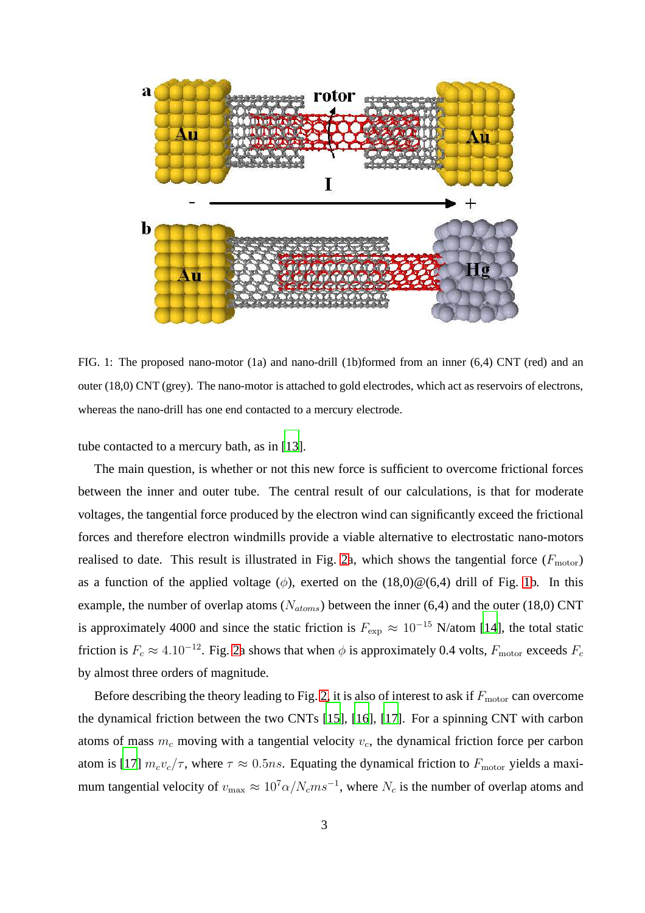FIG. 1: The proposed nano-motor (1a) and nano-drill (1b)formed from an inner (6,4) CNT (red) and an outer (18,0) CNT (grey). The nano-motor is attached to gold electrodes, which act as reservoirs of electrons, whereas the nano-drill has one end contacted to a mercury electrode.

tube contacted to a mercury bath, as in [13].

The main question, is whether or not this new force is sufficient to overcome frictional forces between the inner and outer tube. The central result of our calculations, is that for moderate voltages, the tangential force produced by the electron wind can significantly exceed the frictional forces and therefore electron windmills provide a viable alternative to electrostatic nano-motors realised to date. This result is illustrated in Fig. 2a, which shows the tangential force ($F_{\text{motor}}$) as a function of the applied voltage ($\phi$), exerted on the (18,0)@(6,4) drill of Fig. 1b. In this example, the number of overlap atoms ($N_{atoms}$) between the inner (6,4) and the outer (18,0) CNT is approximately 4000 and since the static friction is $F_{\text{exp}} \approx 10^{-15}$ N/atom [14], the total static friction is $F_c \approx 4.10^{-12}$. Fig. 2a shows that when $\phi$ is approximately 0.4 volts, $F_{\text{motor}}$ exceeds $F_c$ by almost three orders of magnitude.

Before describing the theory leading to Fig. 2, it is also of interest to ask if $F_{\text{motor}}$ can overcome the dynamical friction between the two CNTs [15], [16], [17]. For a spinning CNT with carbon atoms of mass $m_c$ moving with a tangential velocity $v_c$, the dynamical friction force per carbon atom is [17] $m_c v_c/\tau$, where $\tau \approx 0.5ns$. Equating the dynamical friction to $F_{\text{motor}}$ yields a maximum tangential velocity of $v_{\max} \approx 10^7 \alpha / N_c m s^{-1}$, where $N_c$ is the number of overlap atoms and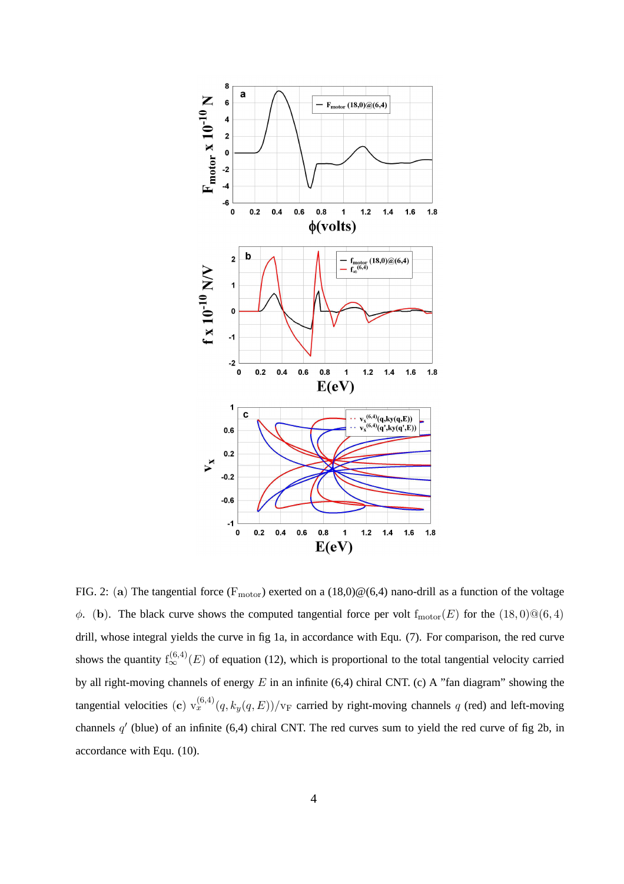FIG. 2: (**a**) The tangential force ($F_{motor}$) exerted on a (18,0)@(6,4) nano-drill as a function of the voltage $\phi$. (**b**). The black curve shows the computed tangential force per volt $f_{motor}(E)$ for the $(18,0)@(6,4)$ drill, whose integral yields the curve in fig 1a, in accordance with Equ. (7). For comparison, the red curve shows the quantity $f_{\infty}^{(6,4)}(E)$ of equation (12), which is proportional to the total tangential velocity carried by all right-moving channels of energy $E$ in an infinite (6,4) chiral CNT. (c) A "fan diagram" showing the tangential velocities (**c**) $v_x^{(6,4)}(q, k_y(q, E))/v_F$ carried by right-moving channels $q$ (red) and left-moving channels $q'$ (blue) of an infinite (6,4) chiral CNT. The red curves sum to yield the red curve of fig 2b, in accordance with Equ. (10).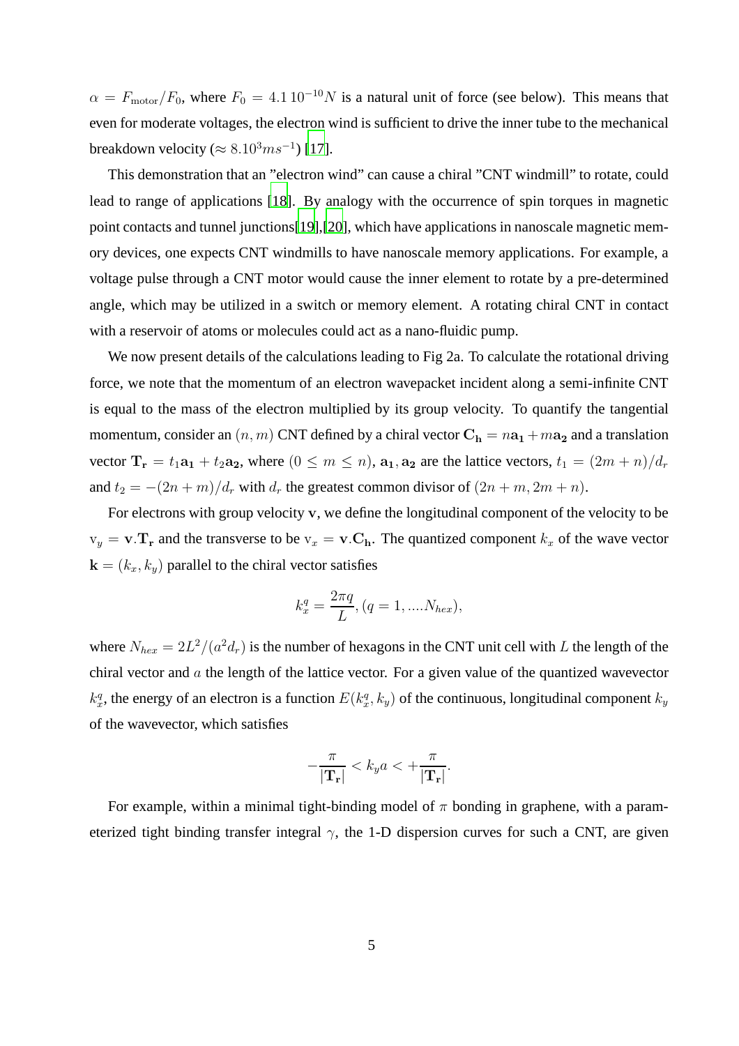$\alpha = F_{\rm motor}/F_0$, where $F_0 = 4.1\,10^{-10}N$ is a natural unit of force (see below). This means that even for moderate voltages, the electron wind is sufficient to drive the inner tube to the mechanical breakdown velocity ($\approx 8.10^3 ms^{-1}$) [17].

This demonstration that an "electron wind" can cause a chiral "CNT windmill" to rotate, could lead to range of applications [18]. By analogy with the occurrence of spin torques in magnetic point contacts and tunnel junctions[19],[20], which have applications in nanoscale magnetic memory devices, one expects CNT windmills to have nanoscale memory applications. For example, a voltage pulse through a CNT motor would cause the inner element to rotate by a pre-determined angle, which may be utilized in a switch or memory element. A rotating chiral CNT in contact with a reservoir of atoms or molecules could act as a nano-fluidic pump.

We now present details of the calculations leading to Fig 2a. To calculate the rotational driving force, we note that the momentum of an electron wavepacket incident along a semi-infinite CNT is equal to the mass of the electron multiplied by its group velocity. To quantify the tangential momentum, consider an $(n, m)$ CNT defined by a chiral vector $\mathbf{C_h} = n\mathbf{a_1} + m\mathbf{a_2}$ and a translation vector $\mathbf{T_r} = t_1\mathbf{a_1} + t_2\mathbf{a_2}$, where $(0 \leq m \leq n)$, $\mathbf{a_1}, \mathbf{a_2}$ are the lattice vectors, $t_1 = (2m+n)/d_r$ and $t_2 = -(2n+m)/d_r$ with $d_r$ the greatest common divisor of $(2n+m, 2m+n)$.

For electrons with group velocity $\mathbf{v}$, we define the longitudinal component of the velocity to be $\mathrm{v}_y = \mathbf{v}.\mathbf{T_r}$ and the transverse to be $\mathrm{v}_x = \mathbf{v}.\mathbf{C_h}$. The quantized component $k_x$ of the wave vector $\mathbf{k} = (k_x, k_y)$ parallel to the chiral vector satisfies

$$k_x^q = \frac{2\pi q}{L}, (q = 1, ....N_{hex}),$$

where $N_{hex} = 2L^2/(a^2 d_r)$ is the number of hexagons in the CNT unit cell with $L$ the length of the chiral vector and $a$ the length of the lattice vector. For a given value of the quantized wavevector $k_x^q$, the energy of an electron is a function $E(k_x^q, k_y)$ of the continuous, longitudinal component $k_y$ of the wavevector, which satisfies

$$-\frac{\pi}{|\mathbf{T_r}|} < k_y a < +\frac{\pi}{|\mathbf{T_r}|}.$$

For example, within a minimal tight-binding model of $\pi$ bonding in graphene, with a parameterized tight binding transfer integral $\gamma$, the 1-D dispersion curves for such a CNT, are given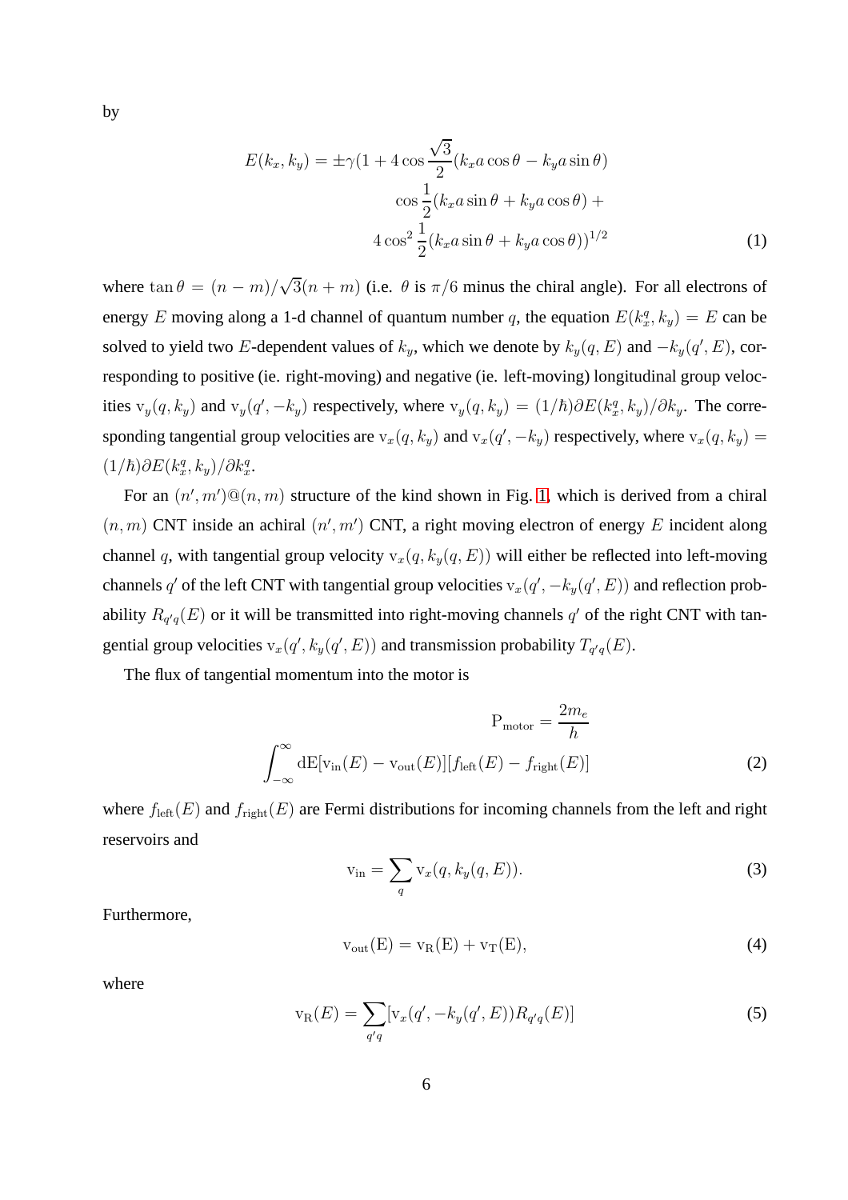by

$$E(k_x, k_y) = \pm\gamma(1 + 4\cos\frac{\sqrt{3}}{2}(k_x a\cos\theta - k_y a\sin\theta)$$
$$\cos\frac{1}{2}(k_x a\sin\theta + k_y a\cos\theta) +$$
$$4\cos^2\frac{1}{2}(k_x a\sin\theta + k_y a\cos\theta))^{1/2} \tag{1}$$

where $\tan\theta = (n-m)/\sqrt{3}(n+m)$ (i.e. $\theta$ is $\pi/6$ minus the chiral angle). For all electrons of energy $E$ moving along a 1-d channel of quantum number $q$, the equation $E(k_x^q, k_y) = E$ can be solved to yield two $E$-dependent values of $k_y$, which we denote by $k_y(q, E)$ and $-k_y(q', E)$, corresponding to positive (ie. right-moving) and negative (ie. left-moving) longitudinal group velocities $\mathrm{v}_y(q, k_y)$ and $\mathrm{v}_y(q', -k_y)$ respectively, where $\mathrm{v}_y(q, k_y) = (1/\hbar)\partial E(k_x^q, k_y)/\partial k_y$. The corresponding tangential group velocities are $\mathrm{v}_x(q, k_y)$ and $\mathrm{v}_x(q', -k_y)$ respectively, where $\mathrm{v}_x(q, k_y) = (1/\hbar)\partial E(k_x^q, k_y)/\partial k_x^q$.

For an $(n', m')@(n, m)$ structure of the kind shown in Fig. 1, which is derived from a chiral $(n, m)$ CNT inside an achiral $(n', m')$ CNT, a right moving electron of energy $E$ incident along channel $q$, with tangential group velocity $\mathrm{v}_x(q, k_y(q, E))$ will either be reflected into left-moving channels $q'$ of the left CNT with tangential group velocities $\mathrm{v}_x(q', -k_y(q', E))$ and reflection probability $R_{q'q}(E)$ or it will be transmitted into right-moving channels $q'$ of the right CNT with tangential group velocities $\mathrm{v}_x(q', k_y(q', E))$ and transmission probability $T_{q'q}(E)$.

The flux of tangential momentum into the motor is

$$\mathrm{P}_{\mathrm{motor}} = \frac{2m_e}{h}$$
$$\int_{-\infty}^{\infty} \mathrm{dE}[\mathrm{v}_{\mathrm{in}}(E) - \mathrm{v}_{\mathrm{out}}(E)][f_{\mathrm{left}}(E) - f_{\mathrm{right}}(E)] \tag{2}$$

where $f_{\mathrm{left}}(E)$ and $f_{\mathrm{right}}(E)$ are Fermi distributions for incoming channels from the left and right reservoirs and

$$\mathrm{v}_{\mathrm{in}} = \sum_q \mathrm{v}_x(q, k_y(q, E)). \tag{3}$$

Furthermore,

$$\mathrm{v}_{\mathrm{out}}(\mathrm{E}) = \mathrm{v}_{\mathrm{R}}(\mathrm{E}) + \mathrm{v}_{\mathrm{T}}(\mathrm{E}), \tag{4}$$

where

$$\mathrm{v}_{\mathrm{R}}(E) = \sum_{q'q}[\mathrm{v}_x(q', -k_y(q', E))R_{q'q}(E)] \tag{5}$$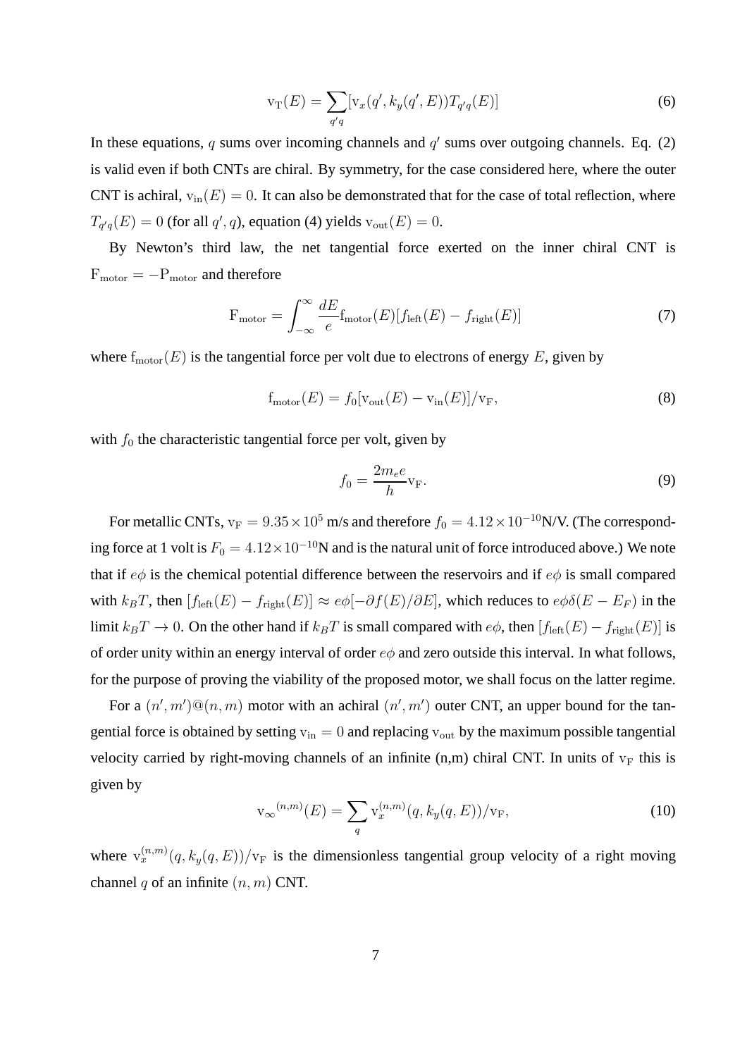$$\mathrm{v_T}(E) = \sum_{q'q} [\mathrm{v}_x(q', k_y(q', E)) T_{q'q}(E)] \tag{6}$$

In these equations, $q$ sums over incoming channels and $q'$ sums over outgoing channels. Eq. (2) is valid even if both CNTs are chiral. By symmetry, for the case considered here, where the outer CNT is achiral, $\mathrm{v_{in}}(E) = 0$. It can also be demonstrated that for the case of total reflection, where $T_{q'q}(E) = 0$ (for all $q', q$), equation (4) yields $\mathrm{v_{out}}(E) = 0$.

By Newton's third law, the net tangential force exerted on the inner chiral CNT is $\mathrm{F_{motor}} = -\mathrm{P_{motor}}$ and therefore

$$\mathrm{F_{motor}} = \int_{-\infty}^{\infty} \frac{dE}{e} \mathrm{f_{motor}}(E)[f_{\mathrm{left}}(E) - f_{\mathrm{right}}(E)] \tag{7}$$

where $\mathrm{f_{motor}}(E)$ is the tangential force per volt due to electrons of energy $E$, given by

$$\mathrm{f_{motor}}(E) = f_0[\mathrm{v_{out}}(E) - \mathrm{v_{in}}(E)]/\mathrm{v_F}, \tag{8}$$

with $f_0$ the characteristic tangential force per volt, given by

$$f_0 = \frac{2m_e e}{h}\mathrm{v_F}. \tag{9}$$

For metallic CNTs, $\mathrm{v_F} = 9.35 \times 10^5$ m/s and therefore $f_0 = 4.12 \times 10^{-10}$N/V. (The corresponding force at 1 volt is $F_0 = 4.12 \times 10^{-10}$N and is the natural unit of force introduced above.) We note that if $e\phi$ is the chemical potential difference between the reservoirs and if $e\phi$ is small compared with $k_B T$, then $[f_{\mathrm{left}}(E) - f_{\mathrm{right}}(E)] \approx e\phi[-\partial f(E)/\partial E]$, which reduces to $e\phi\delta(E - E_F)$ in the limit $k_B T \to 0$. On the other hand if $k_B T$ is small compared with $e\phi$, then $[f_{\mathrm{left}}(E) - f_{\mathrm{right}}(E)]$ is of order unity within an energy interval of order $e\phi$ and zero outside this interval. In what follows, for the purpose of proving the viability of the proposed motor, we shall focus on the latter regime.

For a $(n', m')@(n, m)$ motor with an achiral $(n', m')$ outer CNT, an upper bound for the tangential force is obtained by setting $\mathrm{v_{in}} = 0$ and replacing $\mathrm{v_{out}}$ by the maximum possible tangential velocity carried by right-moving channels of an infinite (n,m) chiral CNT. In units of $\mathrm{v_F}$ this is given by

$$\mathrm{v_\infty}^{(n,m)}(E) = \sum_q \mathrm{v}_x^{(n,m)}(q, k_y(q, E))/\mathrm{v_F}, \tag{10}$$

where $\mathrm{v}_x^{(n,m)}(q, k_y(q, E))/\mathrm{v_F}$ is the dimensionless tangential group velocity of a right moving channel $q$ of an infinite $(n, m)$ CNT.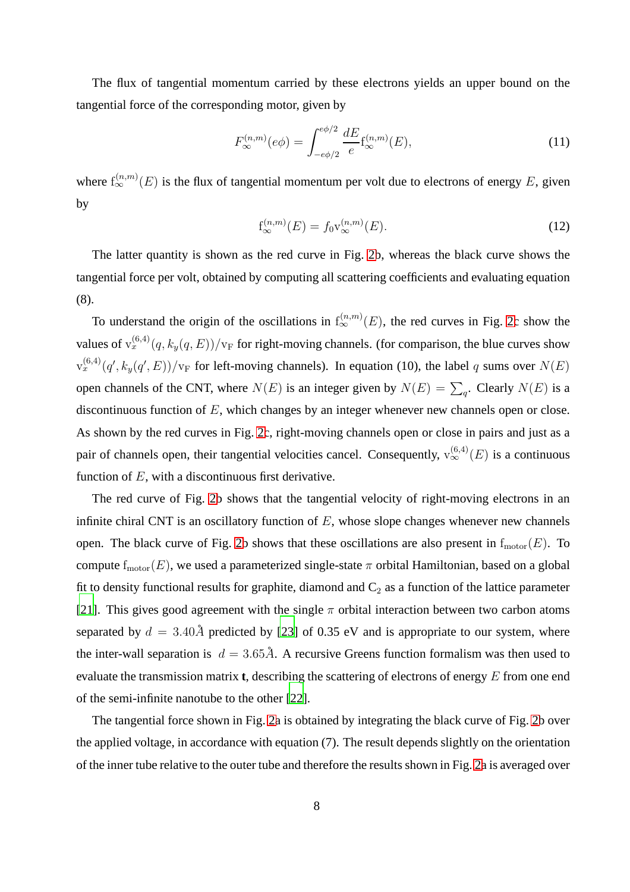The flux of tangential momentum carried by these electrons yields an upper bound on the tangential force of the corresponding motor, given by

$$F_{\infty}^{(n,m)}(e\phi) = \int_{-e\phi/2}^{e\phi/2} \frac{dE}{e} \mathrm{f}_{\infty}^{(n,m)}(E), \tag{11}$$

where $\mathrm{f}_{\infty}^{(n,m)}(E)$ is the flux of tangential momentum per volt due to electrons of energy $E$, given by

$$\mathrm{f}_{\infty}^{(n,m)}(E) = f_0 \mathrm{v}_{\infty}^{(n,m)}(E). \tag{12}$$

The latter quantity is shown as the red curve in Fig. 2b, whereas the black curve shows the tangential force per volt, obtained by computing all scattering coefficients and evaluating equation (8).

To understand the origin of the oscillations in $\mathrm{f}_{\infty}^{(n,m)}(E)$, the red curves in Fig. 2c show the values of $\mathrm{v}_x^{(6,4)}(q, k_y(q,E))/\mathrm{v}_{\mathrm{F}}$ for right-moving channels. (for comparison, the blue curves show $\mathrm{v}_x^{(6,4)}(q', k_y(q',E))/\mathrm{v}_{\mathrm{F}}$ for left-moving channels). In equation (10), the label $q$ sums over $N(E)$ open channels of the CNT, where $N(E)$ is an integer given by $N(E) = \sum_q$. Clearly $N(E)$ is a discontinuous function of $E$, which changes by an integer whenever new channels open or close. As shown by the red curves in Fig. 2c, right-moving channels open or close in pairs and just as a pair of channels open, their tangential velocities cancel. Consequently, $\mathrm{v}_{\infty}^{(6,4)}(E)$ is a continuous function of $E$, with a discontinuous first derivative.

The red curve of Fig. 2b shows that the tangential velocity of right-moving electrons in an infinite chiral CNT is an oscillatory function of $E$, whose slope changes whenever new channels open. The black curve of Fig. 2b shows that these oscillations are also present in $\mathrm{f}_{\mathrm{motor}}(E)$. To compute $\mathrm{f}_{\mathrm{motor}}(E)$, we used a parameterized single-state $\pi$ orbital Hamiltonian, based on a global fit to density functional results for graphite, diamond and $C_2$ as a function of the lattice parameter [21]. This gives good agreement with the single $\pi$ orbital interaction between two carbon atoms separated by $d = 3.40\mathring{A}$ predicted by [23] of 0.35 eV and is appropriate to our system, where the inter-wall separation is $d = 3.65\mathring{A}$. A recursive Greens function formalism was then used to evaluate the transmission matrix **t**, describing the scattering of electrons of energy $E$ from one end of the semi-infinite nanotube to the other [22].

The tangential force shown in Fig. 2a is obtained by integrating the black curve of Fig. 2b over the applied voltage, in accordance with equation (7). The result depends slightly on the orientation of the inner tube relative to the outer tube and therefore the results shown in Fig. 2a is averaged over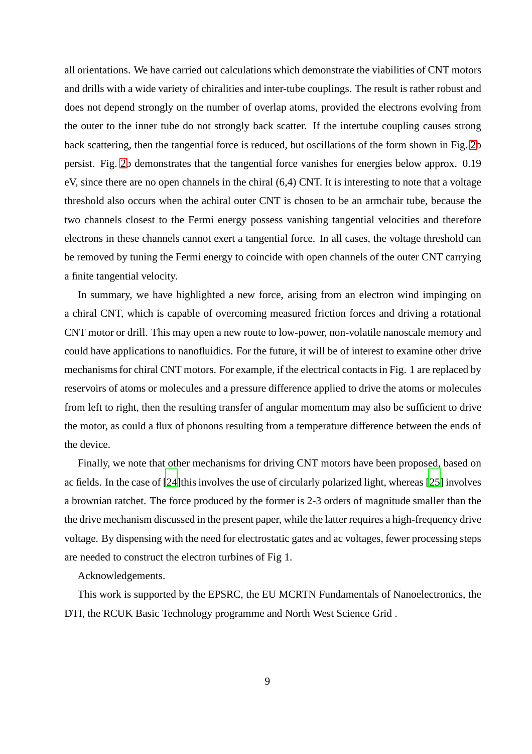all orientations. We have carried out calculations which demonstrate the viabilities of CNT motors and drills with a wide variety of chiralities and inter-tube couplings. The result is rather robust and does not depend strongly on the number of overlap atoms, provided the electrons evolving from the outer to the inner tube do not strongly back scatter. If the intertube coupling causes strong back scattering, then the tangential force is reduced, but oscillations of the form shown in Fig. 2b persist. Fig. 2b demonstrates that the tangential force vanishes for energies below approx. 0.19 eV, since there are no open channels in the chiral (6,4) CNT. It is interesting to note that a voltage threshold also occurs when the achiral outer CNT is chosen to be an armchair tube, because the two channels closest to the Fermi energy possess vanishing tangential velocities and therefore electrons in these channels cannot exert a tangential force. In all cases, the voltage threshold can be removed by tuning the Fermi energy to coincide with open channels of the outer CNT carrying a finite tangential velocity.

In summary, we have highlighted a new force, arising from an electron wind impinging on a chiral CNT, which is capable of overcoming measured friction forces and driving a rotational CNT motor or drill. This may open a new route to low-power, non-volatile nanoscale memory and could have applications to nanofluidics. For the future, it will be of interest to examine other drive mechanisms for chiral CNT motors. For example, if the electrical contacts in Fig. 1 are replaced by reservoirs of atoms or molecules and a pressure difference applied to drive the atoms or molecules from left to right, then the resulting transfer of angular momentum may also be sufficient to drive the motor, as could a flux of phonons resulting from a temperature difference between the ends of the device.

Finally, we note that other mechanisms for driving CNT motors have been proposed, based on ac fields. In the case of [24] this involves the use of circularly polarized light, whereas [25] involves a brownian ratchet. The force produced by the former is 2-3 orders of magnitude smaller than the the drive mechanism discussed in the present paper, while the latter requires a high-frequency drive voltage. By dispensing with the need for electrostatic gates and ac voltages, fewer processing steps are needed to construct the electron turbines of Fig 1.

Acknowledgements.

This work is supported by the EPSRC, the EU MCRTN Fundamentals of Nanoelectronics, the DTI, the RCUK Basic Technology programme and North West Science Grid .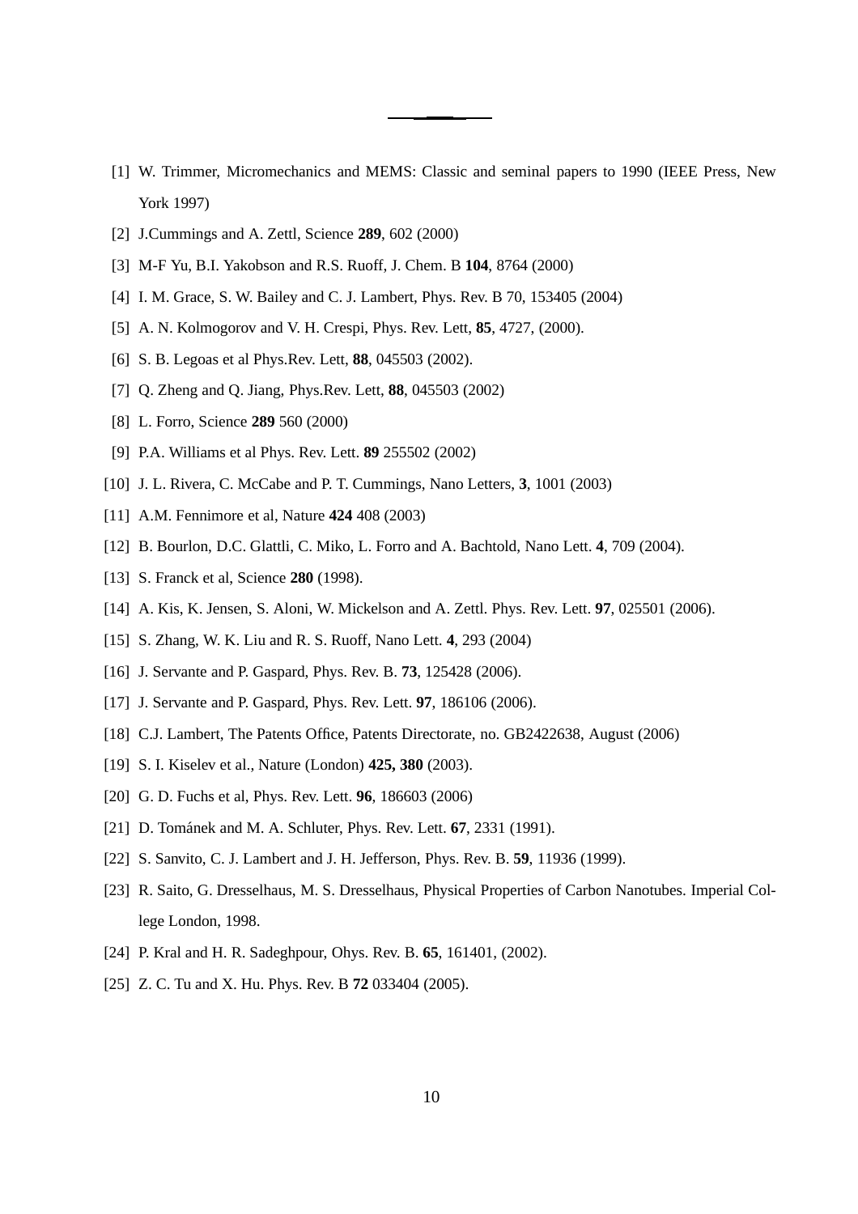[1] W. Trimmer, Micromechanics and MEMS: Classic and seminal papers to 1990 (IEEE Press, New York 1997)

[2] J.Cummings and A. Zettl, Science **289**, 602 (2000)

[3] M-F Yu, B.I. Yakobson and R.S. Ruoff, J. Chem. B **104**, 8764 (2000)

[4] I. M. Grace, S. W. Bailey and C. J. Lambert, Phys. Rev. B 70, 153405 (2004)

[5] A. N. Kolmogorov and V. H. Crespi, Phys. Rev. Lett, **85**, 4727, (2000).

[6] S. B. Legoas et al Phys.Rev. Lett, **88**, 045503 (2002).

[7] Q. Zheng and Q. Jiang, Phys.Rev. Lett, **88**, 045503 (2002)

[8] L. Forro, Science **289** 560 (2000)

[9] P.A. Williams et al Phys. Rev. Lett. **89** 255502 (2002)

[10] J. L. Rivera, C. McCabe and P. T. Cummings, Nano Letters, **3**, 1001 (2003)

[11] A.M. Fennimore et al, Nature **424** 408 (2003)

[12] B. Bourlon, D.C. Glattli, C. Miko, L. Forro and A. Bachtold, Nano Lett. **4**, 709 (2004).

[13] S. Franck et al, Science **280** (1998).

[14] A. Kis, K. Jensen, S. Aloni, W. Mickelson and A. Zettl. Phys. Rev. Lett. **97**, 025501 (2006).

[15] S. Zhang, W. K. Liu and R. S. Ruoff, Nano Lett. **4**, 293 (2004)

[16] J. Servante and P. Gaspard, Phys. Rev. B. **73**, 125428 (2006).

[17] J. Servante and P. Gaspard, Phys. Rev. Lett. **97**, 186106 (2006).

[18] C.J. Lambert, The Patents Office, Patents Directorate, no. GB2422638, August (2006)

[19] S. I. Kiselev et al., Nature (London) **425, 380** (2003).

[20] G. D. Fuchs et al, Phys. Rev. Lett. **96**, 186603 (2006)

[21] D. Tománek and M. A. Schluter, Phys. Rev. Lett. **67**, 2331 (1991).

[22] S. Sanvito, C. J. Lambert and J. H. Jefferson, Phys. Rev. B. **59**, 11936 (1999).

[23] R. Saito, G. Dresselhaus, M. S. Dresselhaus, Physical Properties of Carbon Nanotubes. Imperial College London, 1998.

[24] P. Kral and H. R. Sadeghpour, Ohys. Rev. B. **65**, 161401, (2002).

[25] Z. C. Tu and X. Hu. Phys. Rev. B **72** 033404 (2005).